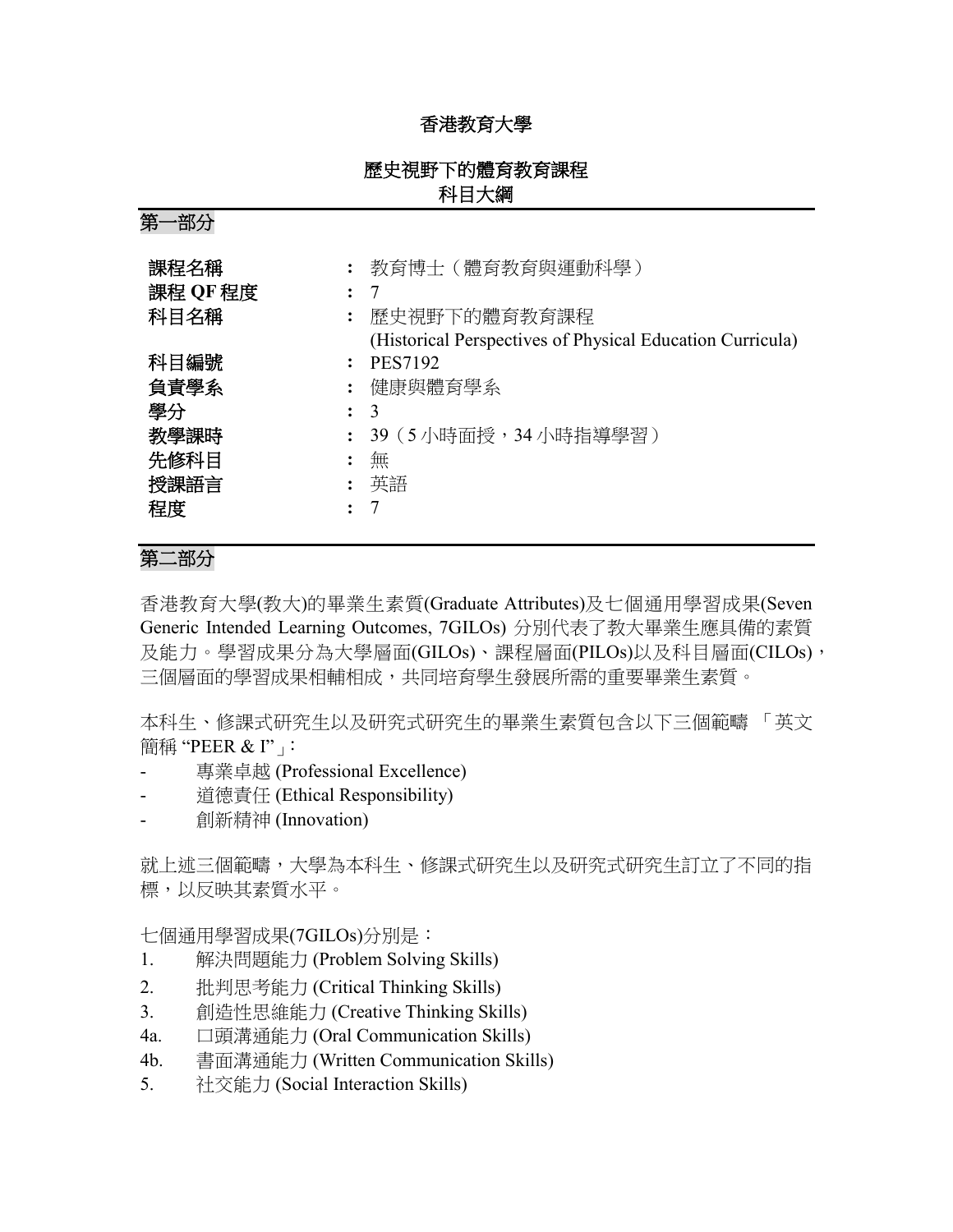# 香港教育大學

## 歷史視野下的體育教育課程
## 科目大綱

### 第一部分

| | | |
|---|---|---|
| 課程名稱 | : | 教育博士（體育教育與運動科學） |
| 課程 QF 程度 | : | 7 |
| 科目名稱 | : | 歷史視野下的體育教育課程<br>(Historical Perspectives of Physical Education Curricula) |
| 科目編號 | : | PES7192 |
| 負責學系 | : | 健康與體育學系 |
| 學分 | : | 3 |
| 教學課時 | : | 39（5 小時面授，34 小時指導學習） |
| 先修科目 | : | 無 |
| 授課語言 | : | 英語 |
| 程度 | : | 7 |

### 第二部分

香港教育大學(教大)的畢業生素質(Graduate Attributes)及七個通用學習成果(Seven Generic Intended Learning Outcomes, 7GILOs) 分別代表了教大畢業生應具備的素質及能力。學習成果分為大學層面(GILOs)、課程層面(PILOs)以及科目層面(CILOs)，三個層面的學習成果相輔相成，共同培育學生發展所需的重要畢業生素質。

本科生、修課式研究生以及研究式研究生的畢業生素質包含以下三個範疇 「英文簡稱 "PEER & I"」：

- 專業卓越 (Professional Excellence)
- 道德責任 (Ethical Responsibility)
- 創新精神 (Innovation)

就上述三個範疇，大學為本科生、修課式研究生以及研究式研究生訂立了不同的指標，以反映其素質水平。

七個通用學習成果(7GILOs)分別是：

1. 解決問題能力 (Problem Solving Skills)
2. 批判思考能力 (Critical Thinking Skills)
3. 創造性思維能力 (Creative Thinking Skills)

4a. 口頭溝通能力 (Oral Communication Skills)

4b. 書面溝通能力 (Written Communication Skills)

5. 社交能力 (Social Interaction Skills)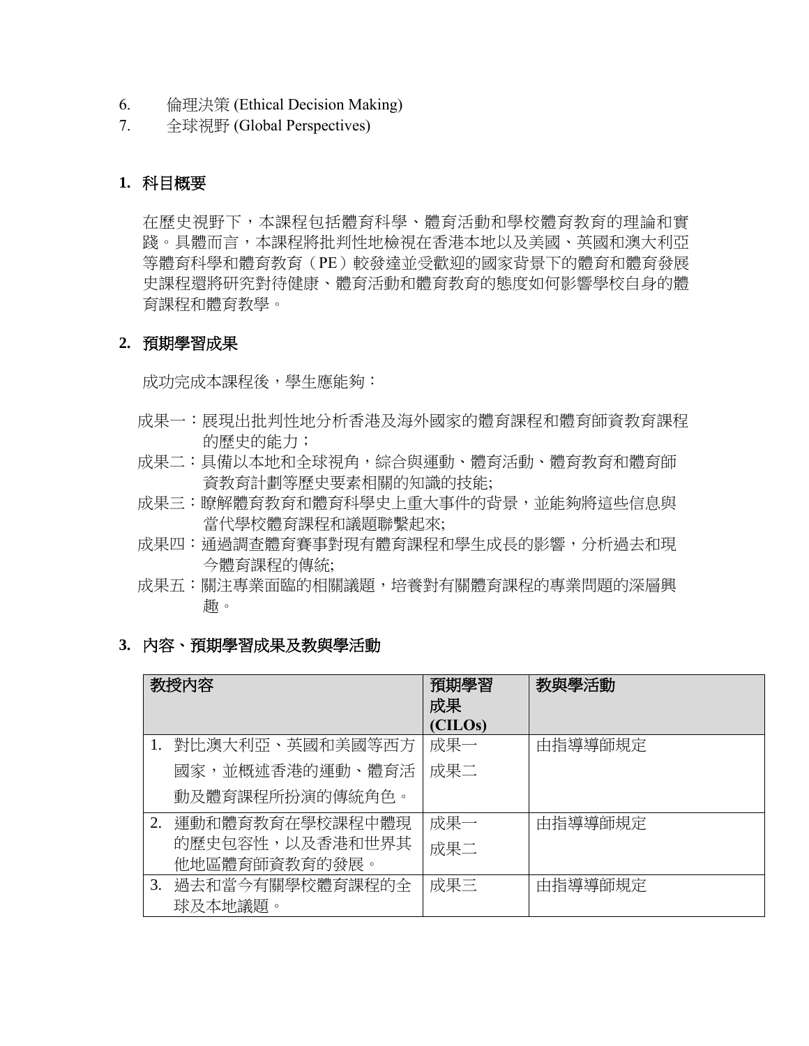6. 倫理決策 (Ethical Decision Making)
7. 全球視野 (Global Perspectives)

## 1. 科目概要

在歷史視野下，本課程包括體育科學、體育活動和學校體育教育的理論和實踐。具體而言，本課程將批判性地檢視在香港本地以及美國、英國和澳大利亞等體育科學和體育教育（PE）較發達並受歡迎的國家背景下的體育和體育發展史課程還將研究對待健康、體育活動和體育教育的態度如何影響學校自身的體育課程和體育教學。

## 2. 預期學習成果

成功完成本課程後，學生應能夠：

成果一：展現出批判性地分析香港及海外國家的體育課程和體育師資教育課程的歷史的能力；

成果二：具備以本地和全球視角，綜合與運動、體育活動、體育教育和體育師資教育計劃等歷史要素相關的知識的技能;

成果三：瞭解體育教育和體育科學史上重大事件的背景，並能夠將這些信息與當代學校體育課程和議題聯繫起來;

成果四：通過調查體育賽事對現有體育課程和學生成長的影響，分析過去和現今體育課程的傳統;

成果五：關注專業面臨的相關議題，培養對有關體育課程的專業問題的深層興趣。

## 3. 內容、預期學習成果及教與學活動

| 教授內容 | 預期學習成果 (CILOs) | 教與學活動 |
|---|---|---|
| 1. 對比澳大利亞、英國和美國等西方國家，並概述香港的運動、體育活動及體育課程所扮演的傳統角色。 | 成果一<br>成果二 | 由指導導師規定 |
| 2. 運動和體育教育在學校課程中體現的歷史包容性，以及香港和世界其他地區體育師資教育的發展。 | 成果一<br>成果二 | 由指導導師規定 |
| 3. 過去和當今有關學校體育課程的全球及本地議題。 | 成果三 | 由指導導師規定 |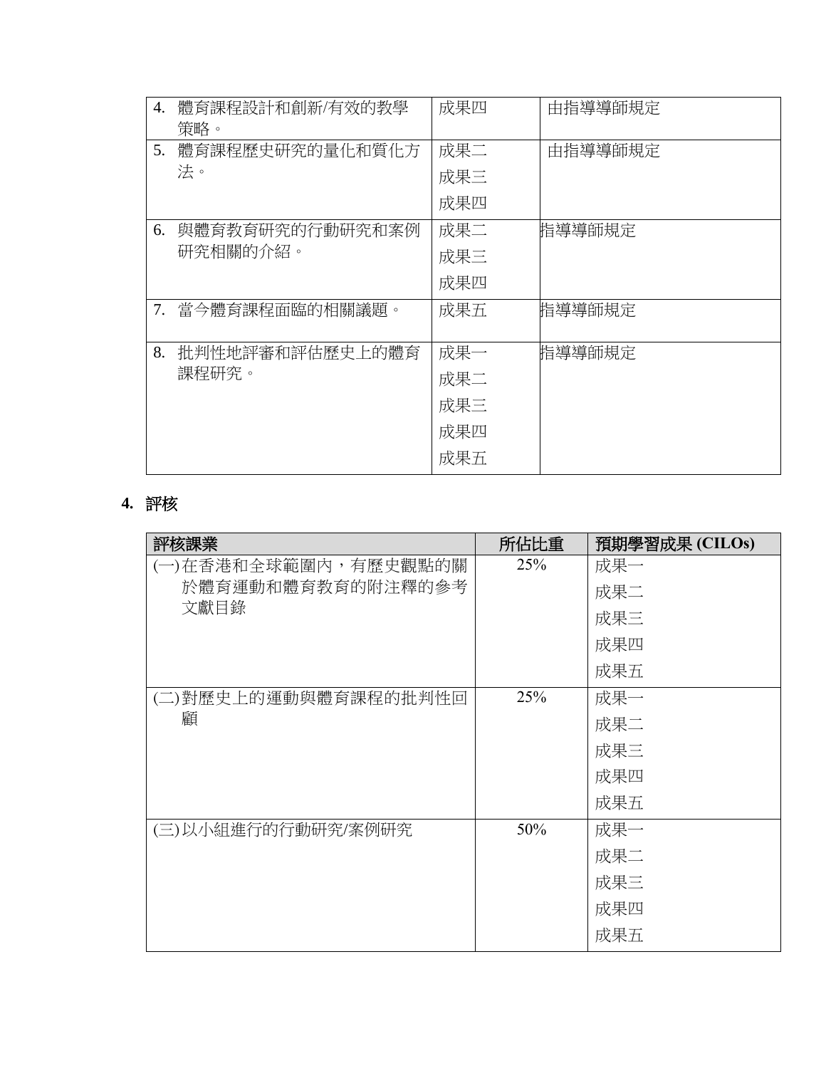| | | |
|---|---|---|
| 4. 體育課程設計和創新/有效的教學策略。 | 成果四 | 由指導導師規定 |
| 5. 體育課程歷史研究的量化和質化方法。 | 成果二<br>成果三<br>成果四 | 由指導導師規定 |
| 6. 與體育教育研究的行動研究和案例研究相關的介紹。 | 成果二<br>成果三<br>成果四 | 指導導師規定 |
| 7. 當今體育課程面臨的相關議題。 | 成果五 | 指導導師規定 |
| 8. 批判性地評審和評估歷史上的體育課程研究。 | 成果一<br>成果二<br>成果三<br>成果四<br>成果五 | 指導導師規定 |

## 4. 評核

| 評核課業 | 所佔比重 | 預期學習成果 (CILOs) |
|---|---|---|
| (一)在香港和全球範圍內，有歷史觀點的關於體育運動和體育教育的附注釋的參考文獻目錄 | 25% | 成果一<br>成果二<br>成果三<br>成果四<br>成果五 |
| (二)對歷史上的運動與體育課程的批判性回顧 | 25% | 成果一<br>成果二<br>成果三<br>成果四<br>成果五 |
| (三)以小組進行的行動研究/案例研究 | 50% | 成果一<br>成果二<br>成果三<br>成果四<br>成果五 |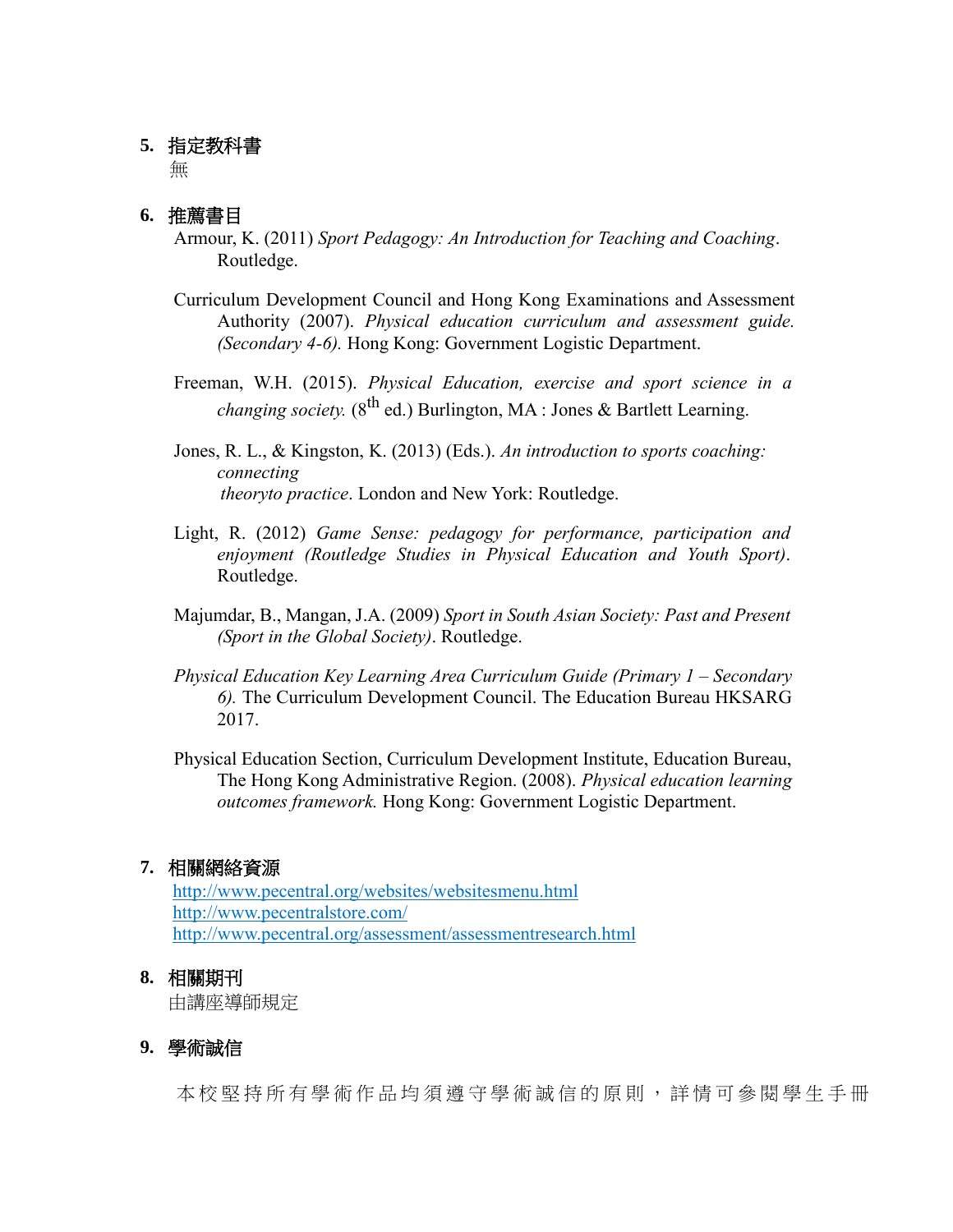## 5. 指定教科書

無

## 6. 推薦書目

Armour, K. (2011) *Sport Pedagogy: An Introduction for Teaching and Coaching*. Routledge.

Curriculum Development Council and Hong Kong Examinations and Assessment Authority (2007). *Physical education curriculum and assessment guide. (Secondary 4-6).* Hong Kong: Government Logistic Department.

Freeman, W.H. (2015). *Physical Education, exercise and sport science in a changing society.* ($8^{th}$ ed.) Burlington, MA : Jones & Bartlett Learning.

Jones, R. L., & Kingston, K. (2013) (Eds.). *An introduction to sports coaching: connecting theoryto practice*. London and New York: Routledge.

Light, R. (2012) *Game Sense: pedagogy for performance, participation and enjoyment (Routledge Studies in Physical Education and Youth Sport)*. Routledge.

Majumdar, B., Mangan, J.A. (2009) *Sport in South Asian Society: Past and Present (Sport in the Global Society)*. Routledge.

*Physical Education Key Learning Area Curriculum Guide (Primary 1 – Secondary 6).* The Curriculum Development Council. The Education Bureau HKSARG 2017.

Physical Education Section, Curriculum Development Institute, Education Bureau, The Hong Kong Administrative Region. (2008). *Physical education learning outcomes framework.* Hong Kong: Government Logistic Department.

## 7. 相關網絡資源

http://www.pecentral.org/websites/websitesmenu.html
http://www.pecentralstore.com/
http://www.pecentral.org/assessment/assessmentresearch.html

## 8. 相關期刊

由講座導師規定

## 9. 學術誠信

本校堅持所有學術作品均須遵守學術誠信的原則，詳情可參閱學生手冊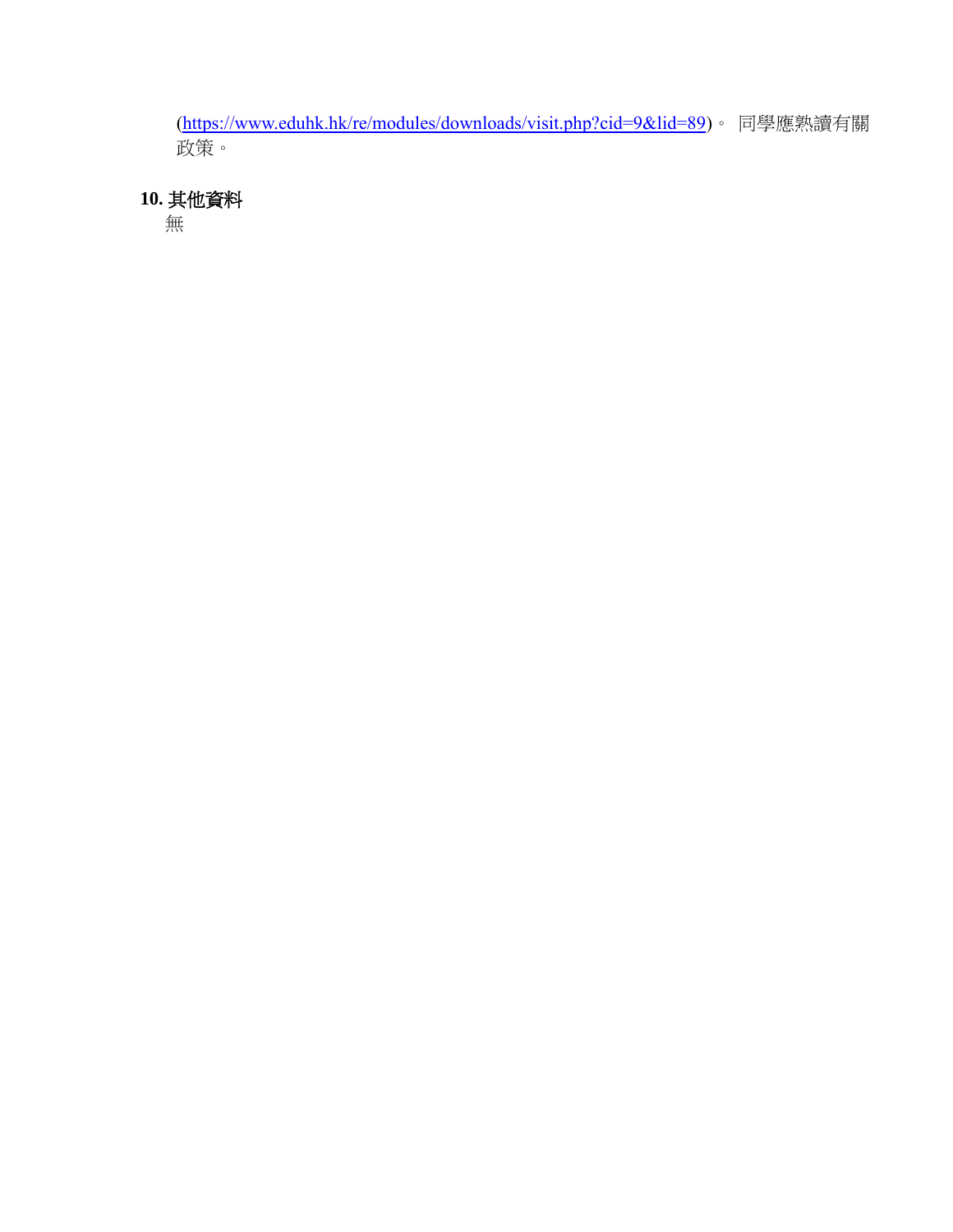(https://www.eduhk.hk/re/modules/downloads/visit.php?cid=9&lid=89)。 同學應熟讀有關政策。

## 10. 其他資料

無